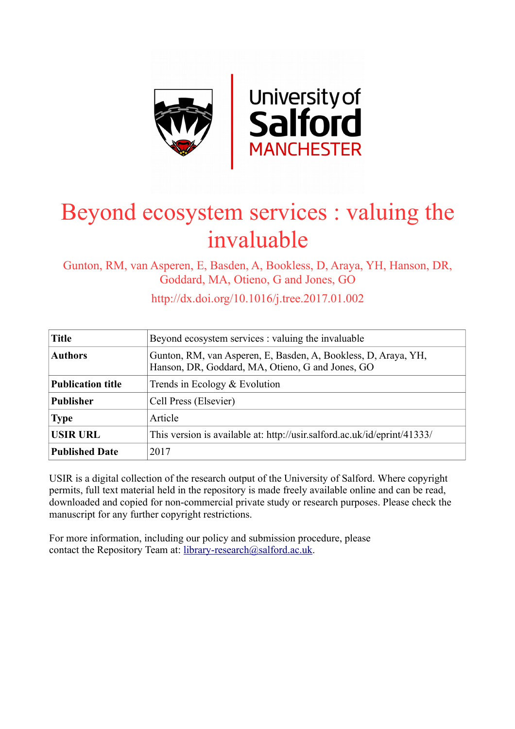# Beyond ecosystem services : valuing the invaluable

Gunton, RM, van Asperen, E, Basden, A, Bookless, D, Araya, YH, Hanson, DR, Goddard, MA, Otieno, G and Jones, GO

http://dx.doi.org/10.1016/j.tree.2017.01.002

| | |
|---|---|
| **Title** | Beyond ecosystem services : valuing the invaluable |
| **Authors** | Gunton, RM, van Asperen, E, Basden, A, Bookless, D, Araya, YH, Hanson, DR, Goddard, MA, Otieno, G and Jones, GO |
| **Publication title** | Trends in Ecology & Evolution |
| **Publisher** | Cell Press (Elsevier) |
| **Type** | Article |
| **USIR URL** | This version is available at: http://usir.salford.ac.uk/id/eprint/41333/ |
| **Published Date** | 2017 |

USIR is a digital collection of the research output of the University of Salford. Where copyright permits, full text material held in the repository is made freely available online and can be read, downloaded and copied for non-commercial private study or research purposes. Please check the manuscript for any further copyright restrictions.

For more information, including our policy and submission procedure, please contact the Repository Team at: library-research@salford.ac.uk.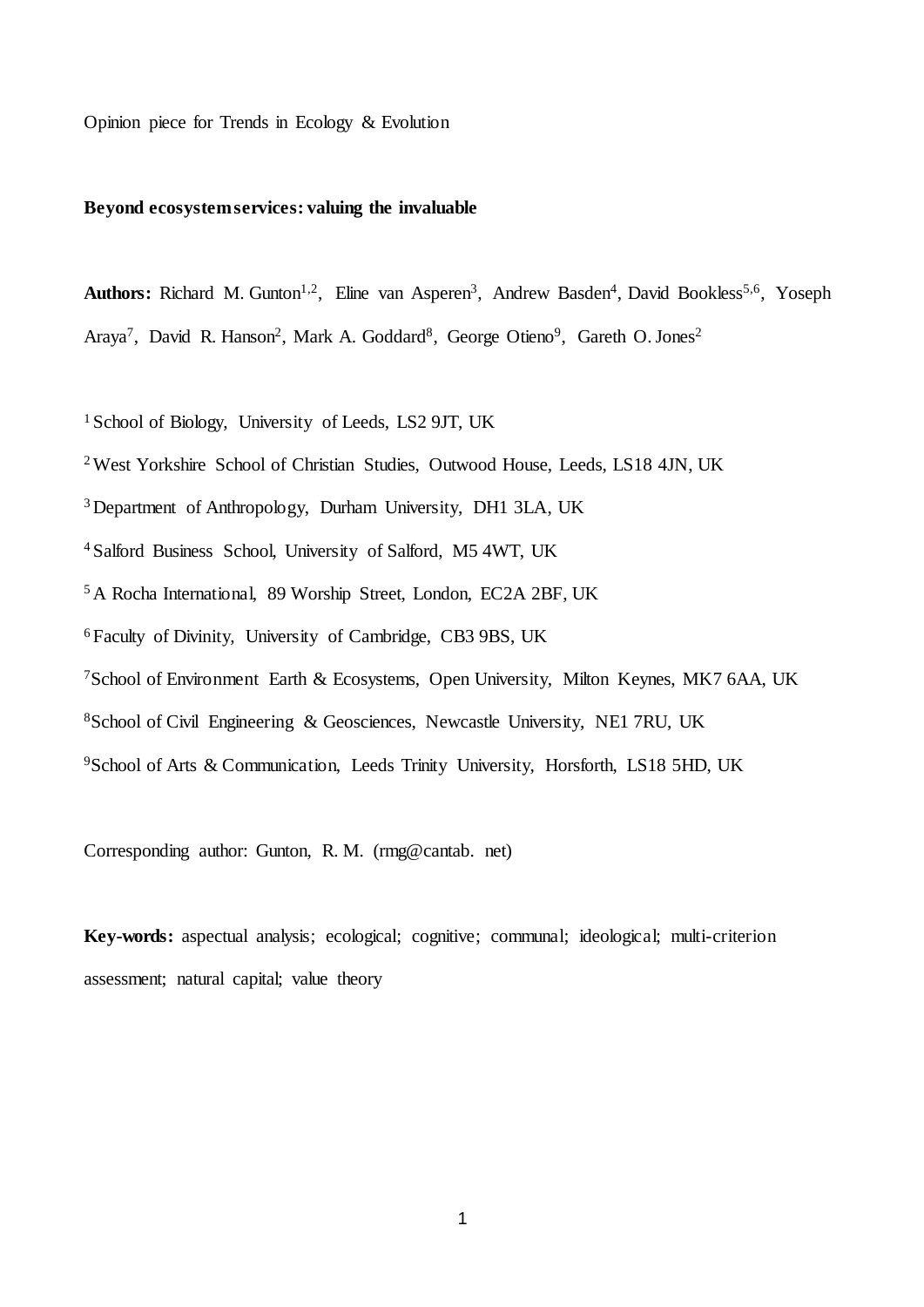Opinion piece for Trends in Ecology & Evolution

**Beyond ecosystem services: valuing the invaluable**

**Authors:** Richard M. Gunton[1,2], Eline van Asperen[3], Andrew Basden[4], David Bookless[5,6], Yoseph Araya[7], David R. Hanson[2], Mark A. Goddard[8], George Otieno[9], Gareth O. Jones[2]

[1] School of Biology, University of Leeds, LS2 9JT, UK

[2] West Yorkshire School of Christian Studies, Outwood House, Leeds, LS18 4JN, UK

[3] Department of Anthropology, Durham University, DH1 3LA, UK

[4] Salford Business School, University of Salford, M5 4WT, UK

[5] A Rocha International, 89 Worship Street, London, EC2A 2BF, UK

[6] Faculty of Divinity, University of Cambridge, CB3 9BS, UK

[7] School of Environment Earth & Ecosystems, Open University, Milton Keynes, MK7 6AA, UK

[8] School of Civil Engineering & Geosciences, Newcastle University, NE1 7RU, UK

[9] School of Arts & Communication, Leeds Trinity University, Horsforth, LS18 5HD, UK

Corresponding author: Gunton, R. M. (rmg@cantab. net)

**Key-words:** aspectual analysis; ecological; cognitive; communal; ideological; multi-criterion assessment; natural capital; value theory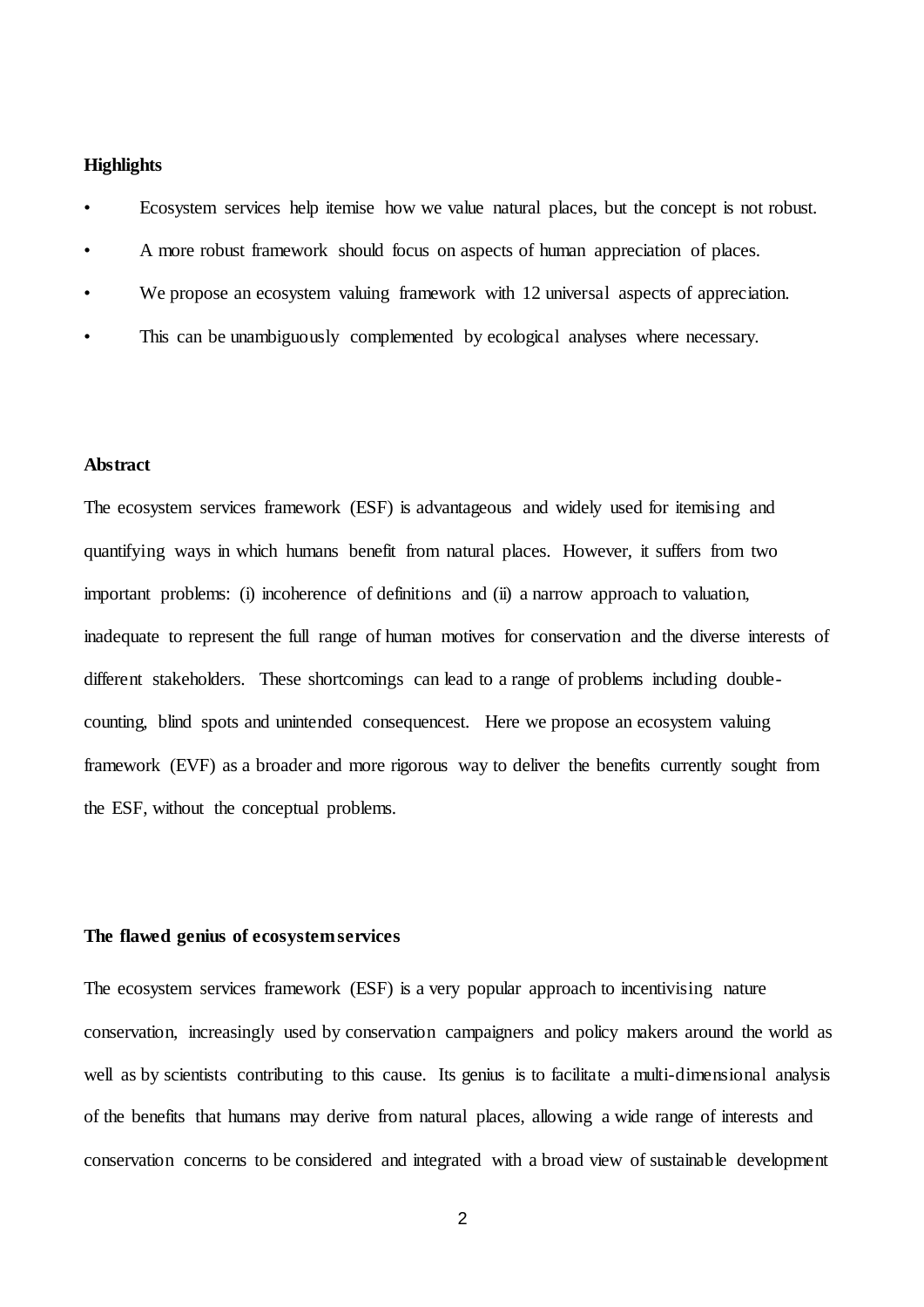**Highlights**

- Ecosystem services help itemise how we value natural places, but the concept is not robust.
- A more robust framework should focus on aspects of human appreciation of places.
- We propose an ecosystem valuing framework with 12 universal aspects of appreciation.
- This can be unambiguously complemented by ecological analyses where necessary.

**Abstract**

The ecosystem services framework (ESF) is advantageous and widely used for itemising and quantifying ways in which humans benefit from natural places. However, it suffers from two important problems: (i) incoherence of definitions and (ii) a narrow approach to valuation, inadequate to represent the full range of human motives for conservation and the diverse interests of different stakeholders. These shortcomings can lead to a range of problems including double-counting, blind spots and unintended consequencest. Here we propose an ecosystem valuing framework (EVF) as a broader and more rigorous way to deliver the benefits currently sought from the ESF, without the conceptual problems.

**The flawed genius of ecosystem services**

The ecosystem services framework (ESF) is a very popular approach to incentivising nature conservation, increasingly used by conservation campaigners and policy makers around the world as well as by scientists contributing to this cause. Its genius is to facilitate a multi-dimensional analysis of the benefits that humans may derive from natural places, allowing a wide range of interests and conservation concerns to be considered and integrated with a broad view of sustainable development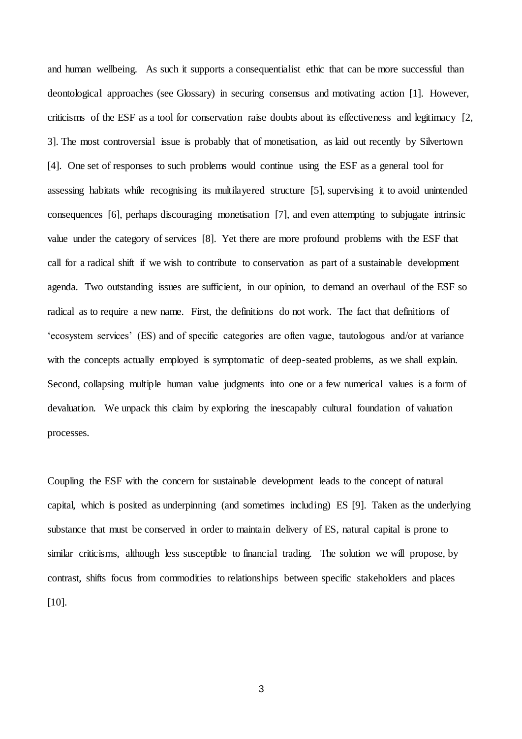and human wellbeing. As such it supports a consequentialist ethic that can be more successful than deontological approaches (see Glossary) in securing consensus and motivating action [1]. However, criticisms of the ESF as a tool for conservation raise doubts about its effectiveness and legitimacy [2, 3]. The most controversial issue is probably that of monetisation, as laid out recently by Silvertown [4]. One set of responses to such problems would continue using the ESF as a general tool for assessing habitats while recognising its multilayered structure [5], supervising it to avoid unintended consequences [6], perhaps discouraging monetisation [7], and even attempting to subjugate intrinsic value under the category of services [8]. Yet there are more profound problems with the ESF that call for a radical shift if we wish to contribute to conservation as part of a sustainable development agenda. Two outstanding issues are sufficient, in our opinion, to demand an overhaul of the ESF so radical as to require a new name. First, the definitions do not work. The fact that definitions of 'ecosystem services' (ES) and of specific categories are often vague, tautologous and/or at variance with the concepts actually employed is symptomatic of deep-seated problems, as we shall explain. Second, collapsing multiple human value judgments into one or a few numerical values is a form of devaluation. We unpack this claim by exploring the inescapably cultural foundation of valuation processes.

Coupling the ESF with the concern for sustainable development leads to the concept of natural capital, which is posited as underpinning (and sometimes including) ES [9]. Taken as the underlying substance that must be conserved in order to maintain delivery of ES, natural capital is prone to similar criticisms, although less susceptible to financial trading. The solution we will propose, by contrast, shifts focus from commodities to relationships between specific stakeholders and places [10].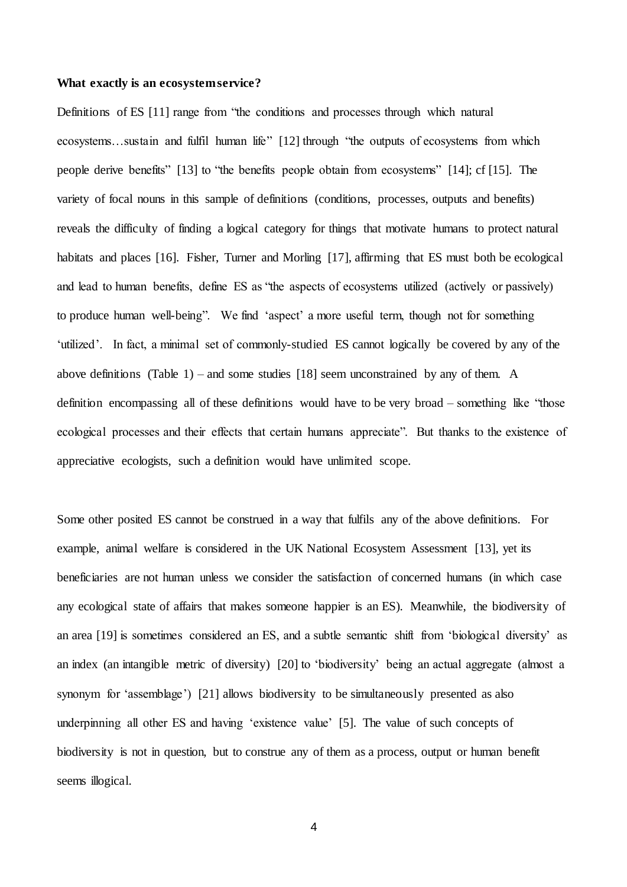**What exactly is an ecosystem service?**

Definitions of ES [11] range from "the conditions and processes through which natural ecosystems…sustain and fulfil human life" [12] through "the outputs of ecosystems from which people derive benefits" [13] to "the benefits people obtain from ecosystems" [14]; cf [15]. The variety of focal nouns in this sample of definitions (conditions, processes, outputs and benefits) reveals the difficulty of finding a logical category for things that motivate humans to protect natural habitats and places [16]. Fisher, Turner and Morling [17], affirming that ES must both be ecological and lead to human benefits, define ES as "the aspects of ecosystems utilized (actively or passively) to produce human well-being". We find 'aspect' a more useful term, though not for something 'utilized'. In fact, a minimal set of commonly-studied ES cannot logically be covered by any of the above definitions (Table 1) – and some studies [18] seem unconstrained by any of them. A definition encompassing all of these definitions would have to be very broad – something like "those ecological processes and their effects that certain humans appreciate". But thanks to the existence of appreciative ecologists, such a definition would have unlimited scope.

Some other posited ES cannot be construed in a way that fulfils any of the above definitions. For example, animal welfare is considered in the UK National Ecosystem Assessment [13], yet its beneficiaries are not human unless we consider the satisfaction of concerned humans (in which case any ecological state of affairs that makes someone happier is an ES). Meanwhile, the biodiversity of an area [19] is sometimes considered an ES, and a subtle semantic shift from 'biological diversity' as an index (an intangible metric of diversity) [20] to 'biodiversity' being an actual aggregate (almost a synonym for 'assemblage') [21] allows biodiversity to be simultaneously presented as also underpinning all other ES and having 'existence value' [5]. The value of such concepts of biodiversity is not in question, but to construe any of them as a process, output or human benefit seems illogical.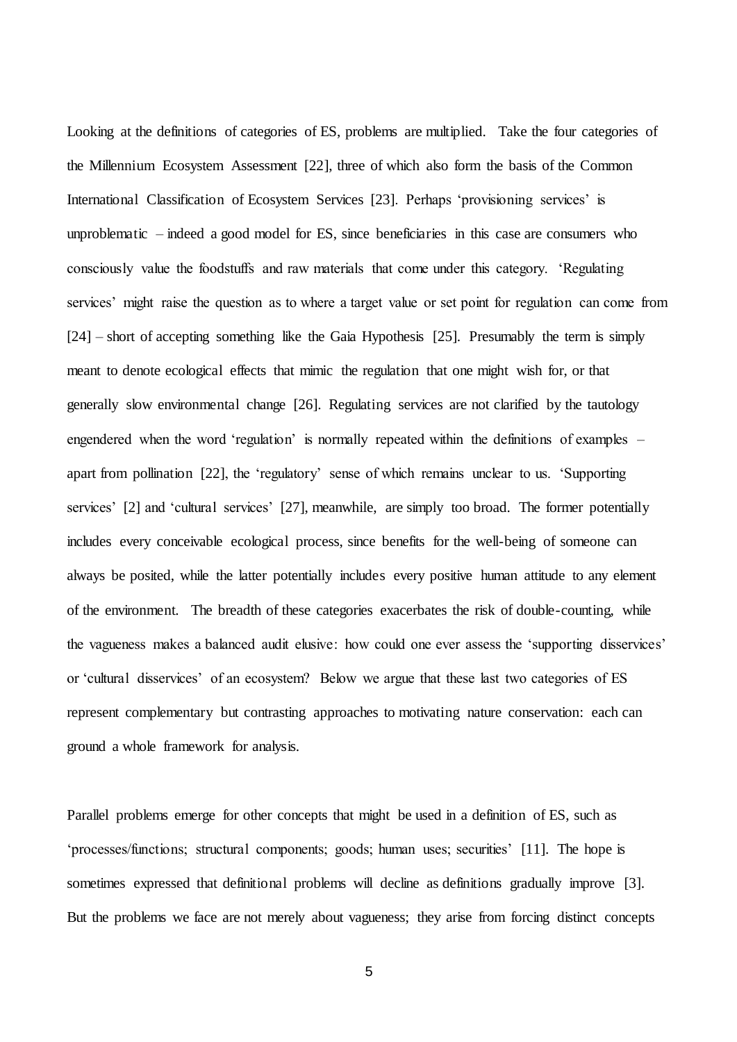Looking at the definitions of categories of ES, problems are multiplied. Take the four categories of the Millennium Ecosystem Assessment [22], three of which also form the basis of the Common International Classification of Ecosystem Services [23]. Perhaps 'provisioning services' is unproblematic – indeed a good model for ES, since beneficiaries in this case are consumers who consciously value the foodstuffs and raw materials that come under this category. 'Regulating services' might raise the question as to where a target value or set point for regulation can come from [24] – short of accepting something like the Gaia Hypothesis [25]. Presumably the term is simply meant to denote ecological effects that mimic the regulation that one might wish for, or that generally slow environmental change [26]. Regulating services are not clarified by the tautology engendered when the word 'regulation' is normally repeated within the definitions of examples – apart from pollination [22], the 'regulatory' sense of which remains unclear to us. 'Supporting services' [2] and 'cultural services' [27], meanwhile, are simply too broad. The former potentially includes every conceivable ecological process, since benefits for the well-being of someone can always be posited, while the latter potentially includes every positive human attitude to any element of the environment. The breadth of these categories exacerbates the risk of double-counting, while the vagueness makes a balanced audit elusive: how could one ever assess the 'supporting disservices' or 'cultural disservices' of an ecosystem? Below we argue that these last two categories of ES represent complementary but contrasting approaches to motivating nature conservation: each can ground a whole framework for analysis.

Parallel problems emerge for other concepts that might be used in a definition of ES, such as 'processes/functions; structural components; goods; human uses; securities' [11]. The hope is sometimes expressed that definitional problems will decline as definitions gradually improve [3]. But the problems we face are not merely about vagueness; they arise from forcing distinct concepts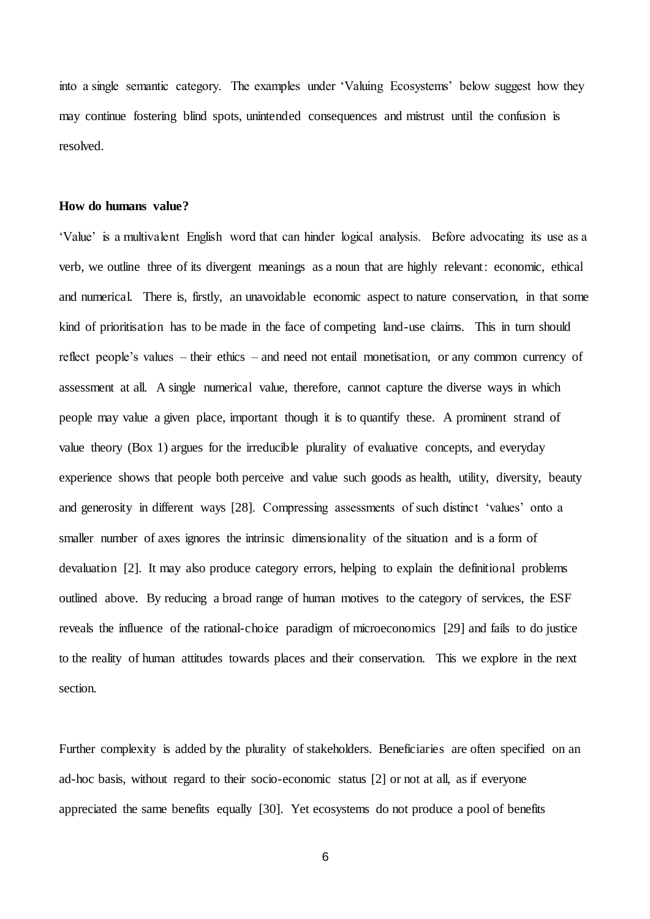into a single semantic category. The examples under 'Valuing Ecosystems' below suggest how they may continue fostering blind spots, unintended consequences and mistrust until the confusion is resolved.

**How do humans value?**

'Value' is a multivalent English word that can hinder logical analysis. Before advocating its use as a verb, we outline three of its divergent meanings as a noun that are highly relevant: economic, ethical and numerical. There is, firstly, an unavoidable economic aspect to nature conservation, in that some kind of prioritisation has to be made in the face of competing land-use claims. This in turn should reflect people's values – their ethics – and need not entail monetisation, or any common currency of assessment at all. A single numerical value, therefore, cannot capture the diverse ways in which people may value a given place, important though it is to quantify these. A prominent strand of value theory (Box 1) argues for the irreducible plurality of evaluative concepts, and everyday experience shows that people both perceive and value such goods as health, utility, diversity, beauty and generosity in different ways [28]. Compressing assessments of such distinct 'values' onto a smaller number of axes ignores the intrinsic dimensionality of the situation and is a form of devaluation [2]. It may also produce category errors, helping to explain the definitional problems outlined above. By reducing a broad range of human motives to the category of services, the ESF reveals the influence of the rational-choice paradigm of microeconomics [29] and fails to do justice to the reality of human attitudes towards places and their conservation. This we explore in the next section.

Further complexity is added by the plurality of stakeholders. Beneficiaries are often specified on an ad-hoc basis, without regard to their socio-economic status [2] or not at all, as if everyone appreciated the same benefits equally [30]. Yet ecosystems do not produce a pool of benefits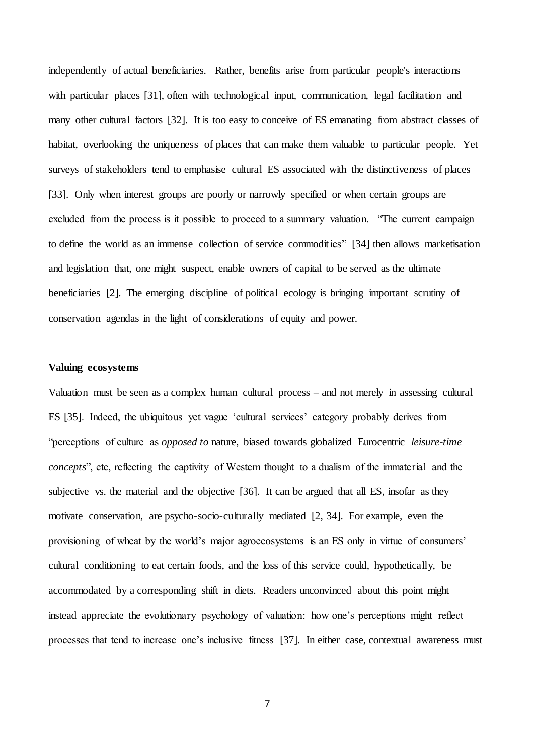independently of actual beneficiaries. Rather, benefits arise from particular people's interactions with particular places [31], often with technological input, communication, legal facilitation and many other cultural factors [32]. It is too easy to conceive of ES emanating from abstract classes of habitat, overlooking the uniqueness of places that can make them valuable to particular people. Yet surveys of stakeholders tend to emphasise cultural ES associated with the distinctiveness of places [33]. Only when interest groups are poorly or narrowly specified or when certain groups are excluded from the process is it possible to proceed to a summary valuation. "The current campaign to define the world as an immense collection of service commodities" [34] then allows marketisation and legislation that, one might suspect, enable owners of capital to be served as the ultimate beneficiaries [2]. The emerging discipline of political ecology is bringing important scrutiny of conservation agendas in the light of considerations of equity and power.

**Valuing ecosystems**

Valuation must be seen as a complex human cultural process – and not merely in assessing cultural ES [35]. Indeed, the ubiquitous yet vague 'cultural services' category probably derives from "perceptions of culture as *opposed to* nature, biased towards globalized Eurocentric *leisure-time concepts*", etc, reflecting the captivity of Western thought to a dualism of the immaterial and the subjective vs. the material and the objective [36]. It can be argued that all ES, insofar as they motivate conservation, are psycho-socio-culturally mediated [2, 34]. For example, even the provisioning of wheat by the world's major agroecosystems is an ES only in virtue of consumers' cultural conditioning to eat certain foods, and the loss of this service could, hypothetically, be accommodated by a corresponding shift in diets. Readers unconvinced about this point might instead appreciate the evolutionary psychology of valuation: how one's perceptions might reflect processes that tend to increase one's inclusive fitness [37]. In either case, contextual awareness must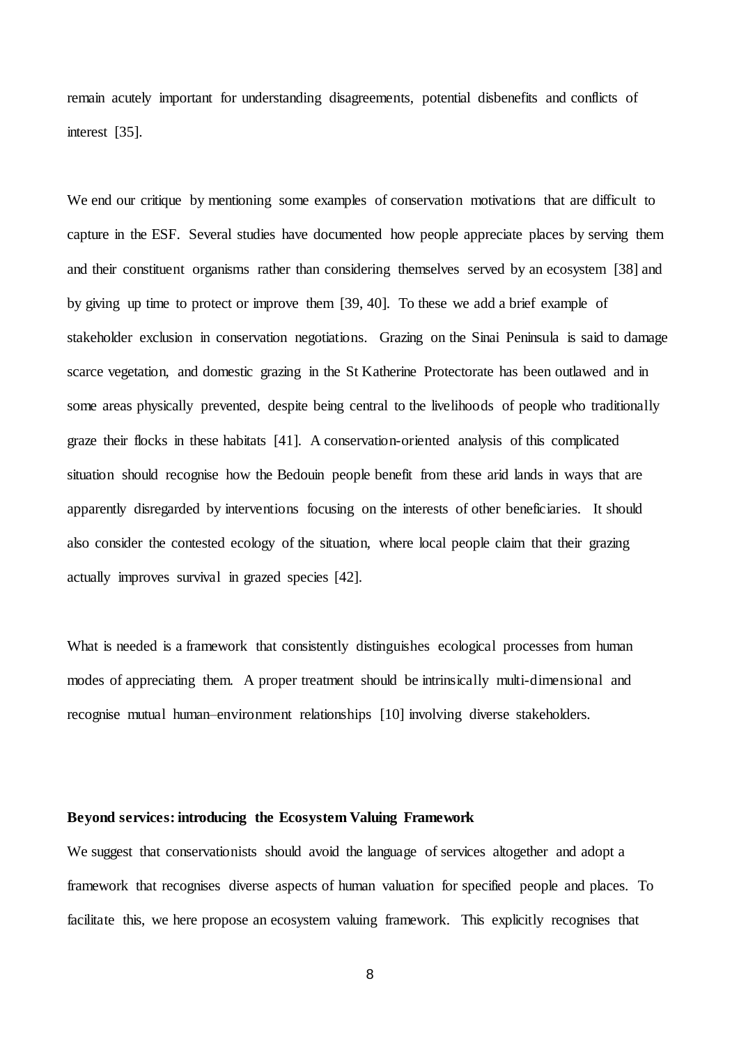remain acutely important for understanding disagreements, potential disbenefits and conflicts of interest [35].

We end our critique by mentioning some examples of conservation motivations that are difficult to capture in the ESF. Several studies have documented how people appreciate places by serving them and their constituent organisms rather than considering themselves served by an ecosystem [38] and by giving up time to protect or improve them [39, 40]. To these we add a brief example of stakeholder exclusion in conservation negotiations. Grazing on the Sinai Peninsula is said to damage scarce vegetation, and domestic grazing in the St Katherine Protectorate has been outlawed and in some areas physically prevented, despite being central to the livelihoods of people who traditionally graze their flocks in these habitats [41]. A conservation-oriented analysis of this complicated situation should recognise how the Bedouin people benefit from these arid lands in ways that are apparently disregarded by interventions focusing on the interests of other beneficiaries. It should also consider the contested ecology of the situation, where local people claim that their grazing actually improves survival in grazed species [42].

What is needed is a framework that consistently distinguishes ecological processes from human modes of appreciating them. A proper treatment should be intrinsically multi-dimensional and recognise mutual human–environment relationships [10] involving diverse stakeholders.

**Beyond services: introducing the Ecosystem Valuing Framework**

We suggest that conservationists should avoid the language of services altogether and adopt a framework that recognises diverse aspects of human valuation for specified people and places. To facilitate this, we here propose an ecosystem valuing framework. This explicitly recognises that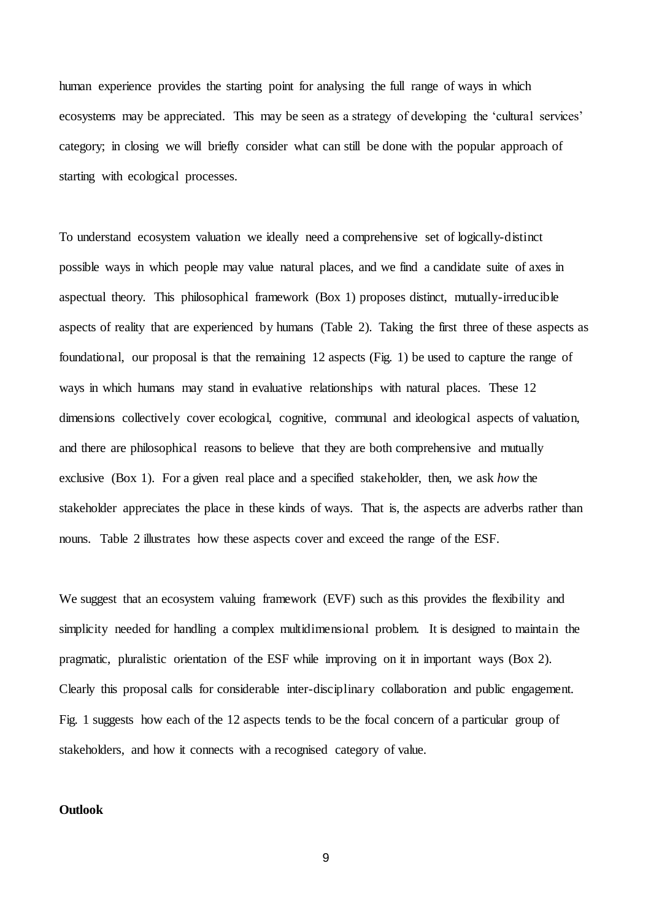human experience provides the starting point for analysing the full range of ways in which ecosystems may be appreciated. This may be seen as a strategy of developing the 'cultural services' category; in closing we will briefly consider what can still be done with the popular approach of starting with ecological processes.

To understand ecosystem valuation we ideally need a comprehensive set of logically-distinct possible ways in which people may value natural places, and we find a candidate suite of axes in aspectual theory. This philosophical framework (Box 1) proposes distinct, mutually-irreducible aspects of reality that are experienced by humans (Table 2). Taking the first three of these aspects as foundational, our proposal is that the remaining 12 aspects (Fig. 1) be used to capture the range of ways in which humans may stand in evaluative relationships with natural places. These 12 dimensions collectively cover ecological, cognitive, communal and ideological aspects of valuation, and there are philosophical reasons to believe that they are both comprehensive and mutually exclusive (Box 1). For a given real place and a specified stakeholder, then, we ask *how* the stakeholder appreciates the place in these kinds of ways. That is, the aspects are adverbs rather than nouns. Table 2 illustrates how these aspects cover and exceed the range of the ESF.

We suggest that an ecosystem valuing framework (EVF) such as this provides the flexibility and simplicity needed for handling a complex multidimensional problem. It is designed to maintain the pragmatic, pluralistic orientation of the ESF while improving on it in important ways (Box 2). Clearly this proposal calls for considerable inter-disciplinary collaboration and public engagement. Fig. 1 suggests how each of the 12 aspects tends to be the focal concern of a particular group of stakeholders, and how it connects with a recognised category of value.

**Outlook**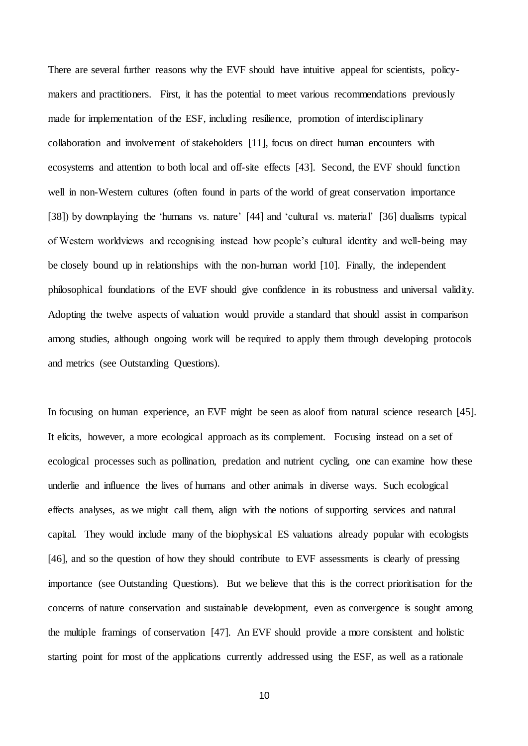There are several further reasons why the EVF should have intuitive appeal for scientists, policy-makers and practitioners. First, it has the potential to meet various recommendations previously made for implementation of the ESF, including resilience, promotion of interdisciplinary collaboration and involvement of stakeholders [11], focus on direct human encounters with ecosystems and attention to both local and off-site effects [43]. Second, the EVF should function well in non-Western cultures (often found in parts of the world of great conservation importance [38]) by downplaying the 'humans vs. nature' [44] and 'cultural vs. material' [36] dualisms typical of Western worldviews and recognising instead how people's cultural identity and well-being may be closely bound up in relationships with the non-human world [10]. Finally, the independent philosophical foundations of the EVF should give confidence in its robustness and universal validity. Adopting the twelve aspects of valuation would provide a standard that should assist in comparison among studies, although ongoing work will be required to apply them through developing protocols and metrics (see Outstanding Questions).

In focusing on human experience, an EVF might be seen as aloof from natural science research [45]. It elicits, however, a more ecological approach as its complement. Focusing instead on a set of ecological processes such as pollination, predation and nutrient cycling, one can examine how these underlie and influence the lives of humans and other animals in diverse ways. Such ecological effects analyses, as we might call them, align with the notions of supporting services and natural capital. They would include many of the biophysical ES valuations already popular with ecologists [46], and so the question of how they should contribute to EVF assessments is clearly of pressing importance (see Outstanding Questions). But we believe that this is the correct prioritisation for the concerns of nature conservation and sustainable development, even as convergence is sought among the multiple framings of conservation [47]. An EVF should provide a more consistent and holistic starting point for most of the applications currently addressed using the ESF, as well as a rationale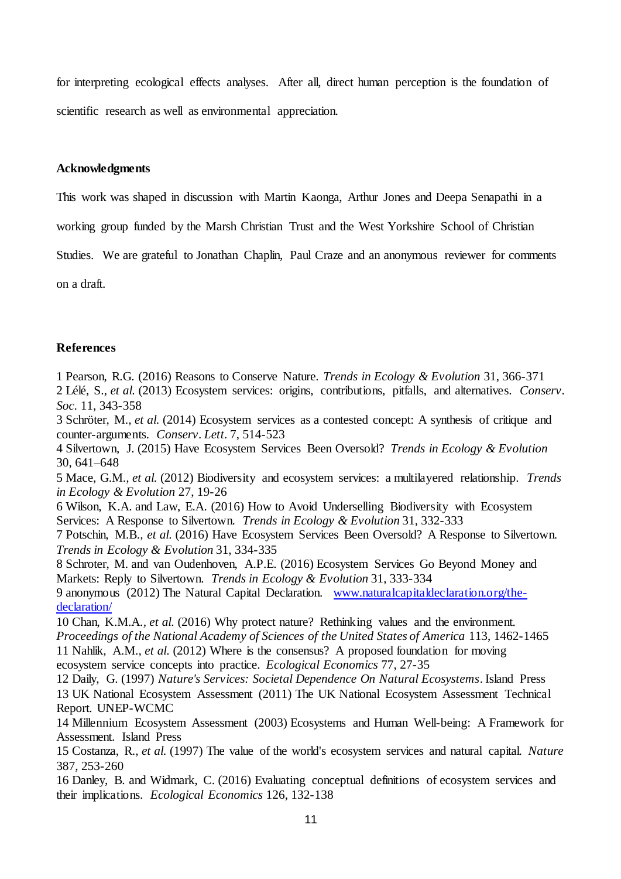for interpreting ecological effects analyses. After all, direct human perception is the foundation of scientific research as well as environmental appreciation.

## Acknowledgments

This work was shaped in discussion with Martin Kaonga, Arthur Jones and Deepa Senapathi in a working group funded by the Marsh Christian Trust and the West Yorkshire School of Christian Studies. We are grateful to Jonathan Chaplin, Paul Craze and an anonymous reviewer for comments on a draft.

## References

1 Pearson, R.G. (2016) Reasons to Conserve Nature. *Trends in Ecology & Evolution* 31, 366-371
2 Lélé, S., *et al.* (2013) Ecosystem services: origins, contributions, pitfalls, and alternatives. *Conserv. Soc.* 11, 343-358
3 Schröter, M., *et al.* (2014) Ecosystem services as a contested concept: A synthesis of critique and counter-arguments. *Conserv. Lett.* 7, 514-523
4 Silvertown, J. (2015) Have Ecosystem Services Been Oversold? *Trends in Ecology & Evolution* 30, 641–648
5 Mace, G.M., *et al.* (2012) Biodiversity and ecosystem services: a multilayered relationship. *Trends in Ecology & Evolution* 27, 19-26
6 Wilson, K.A. and Law, E.A. (2016) How to Avoid Underselling Biodiversity with Ecosystem Services: A Response to Silvertown. *Trends in Ecology & Evolution* 31, 332-333
7 Potschin, M.B., *et al.* (2016) Have Ecosystem Services Been Oversold? A Response to Silvertown. *Trends in Ecology & Evolution* 31, 334-335
8 Schroter, M. and van Oudenhoven, A.P.E. (2016) Ecosystem Services Go Beyond Money and Markets: Reply to Silvertown. *Trends in Ecology & Evolution* 31, 333-334
9 anonymous (2012) The Natural Capital Declaration. [www.naturalcapitaldeclaration.org/the-declaration/](www.naturalcapitaldeclaration.org/the-declaration/)
10 Chan, K.M.A., *et al.* (2016) Why protect nature? Rethinking values and the environment. *Proceedings of the National Academy of Sciences of the United States of America* 113, 1462-1465
11 Nahlik, A.M., *et al.* (2012) Where is the consensus? A proposed foundation for moving ecosystem service concepts into practice. *Ecological Economics* 77, 27-35
12 Daily, G. (1997) *Nature's Services: Societal Dependence On Natural Ecosystems*. Island Press
13 UK National Ecosystem Assessment (2011) The UK National Ecosystem Assessment Technical Report. UNEP-WCMC
14 Millennium Ecosystem Assessment (2003) Ecosystems and Human Well-being: A Framework for Assessment. Island Press
15 Costanza, R., *et al.* (1997) The value of the world's ecosystem services and natural capital. *Nature* 387, 253-260
16 Danley, B. and Widmark, C. (2016) Evaluating conceptual definitions of ecosystem services and their implications. *Ecological Economics* 126, 132-138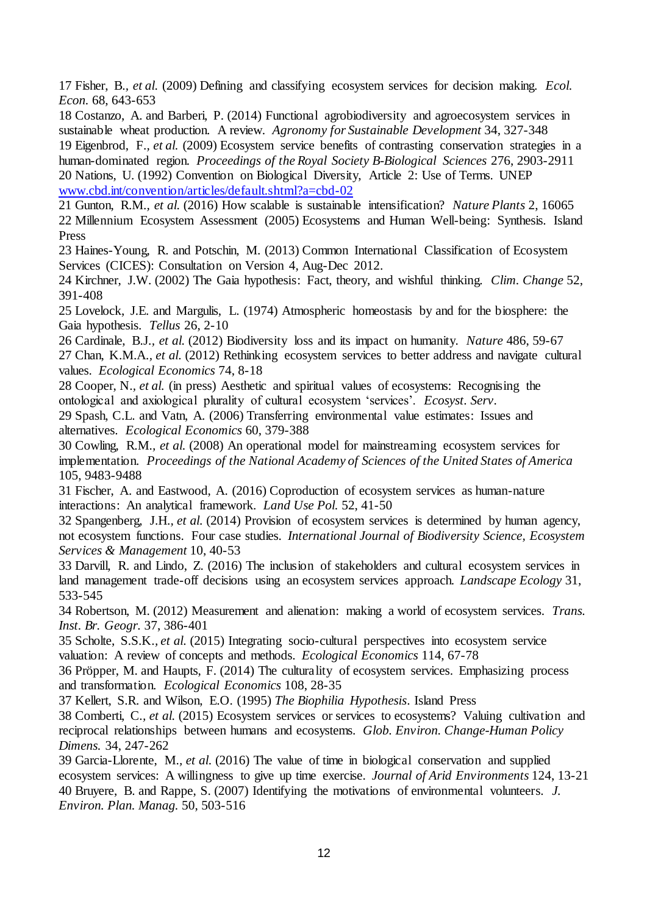17 Fisher, B., *et al.* (2009) Defining and classifying ecosystem services for decision making. *Ecol. Econ.* 68, 643-653

18 Costanzo, A. and Barberi, P. (2014) Functional agrobiodiversity and agroecosystem services in sustainable wheat production. A review. *Agronomy for Sustainable Development* 34, 327-348

19 Eigenbrod, F., *et al.* (2009) Ecosystem service benefits of contrasting conservation strategies in a human-dominated region. *Proceedings of the Royal Society B-Biological Sciences* 276, 2903-2911

20 Nations, U. (1992) Convention on Biological Diversity, Article 2: Use of Terms. UNEP www.cbd.int/convention/articles/default.shtml?a=cbd-02

21 Gunton, R.M., *et al.* (2016) How scalable is sustainable intensification? *Nature Plants* 2, 16065

22 Millennium Ecosystem Assessment (2005) Ecosystems and Human Well-being: Synthesis. Island Press

23 Haines-Young, R. and Potschin, M. (2013) Common International Classification of Ecosystem Services (CICES): Consultation on Version 4, Aug-Dec 2012.

24 Kirchner, J.W. (2002) The Gaia hypothesis: Fact, theory, and wishful thinking. *Clim. Change* 52, 391-408

25 Lovelock, J.E. and Margulis, L. (1974) Atmospheric homeostasis by and for the biosphere: the Gaia hypothesis. *Tellus* 26, 2-10

26 Cardinale, B.J., *et al.* (2012) Biodiversity loss and its impact on humanity. *Nature* 486, 59-67

27 Chan, K.M.A., *et al.* (2012) Rethinking ecosystem services to better address and navigate cultural values. *Ecological Economics* 74, 8-18

28 Cooper, N., *et al.* (in press) Aesthetic and spiritual values of ecosystems: Recognising the ontological and axiological plurality of cultural ecosystem 'services'. *Ecosyst. Serv.*

29 Spash, C.L. and Vatn, A. (2006) Transferring environmental value estimates: Issues and alternatives. *Ecological Economics* 60, 379-388

30 Cowling, R.M., *et al.* (2008) An operational model for mainstreaming ecosystem services for implementation. *Proceedings of the National Academy of Sciences of the United States of America* 105, 9483-9488

31 Fischer, A. and Eastwood, A. (2016) Coproduction of ecosystem services as human-nature interactions: An analytical framework. *Land Use Pol.* 52, 41-50

32 Spangenberg, J.H., *et al.* (2014) Provision of ecosystem services is determined by human agency, not ecosystem functions. Four case studies. *International Journal of Biodiversity Science, Ecosystem Services & Management* 10, 40-53

33 Darvill, R. and Lindo, Z. (2016) The inclusion of stakeholders and cultural ecosystem services in land management trade-off decisions using an ecosystem services approach. *Landscape Ecology* 31, 533-545

34 Robertson, M. (2012) Measurement and alienation: making a world of ecosystem services. *Trans. Inst. Br. Geogr.* 37, 386-401

35 Scholte, S.S.K., *et al.* (2015) Integrating socio-cultural perspectives into ecosystem service valuation: A review of concepts and methods. *Ecological Economics* 114, 67-78

36 Pröpper, M. and Haupts, F. (2014) The culturality of ecosystem services. Emphasizing process and transformation. *Ecological Economics* 108, 28-35

37 Kellert, S.R. and Wilson, E.O. (1995) *The Biophilia Hypothesis*. Island Press

38 Comberti, C., *et al.* (2015) Ecosystem services or services to ecosystems? Valuing cultivation and reciprocal relationships between humans and ecosystems. *Glob. Environ. Change-Human Policy Dimens.* 34, 247-262

39 Garcia-Llorente, M., *et al.* (2016) The value of time in biological conservation and supplied ecosystem services: A willingness to give up time exercise. *Journal of Arid Environments* 124, 13-21

40 Bruyere, B. and Rappe, S. (2007) Identifying the motivations of environmental volunteers. *J. Environ. Plan. Manag.* 50, 503-516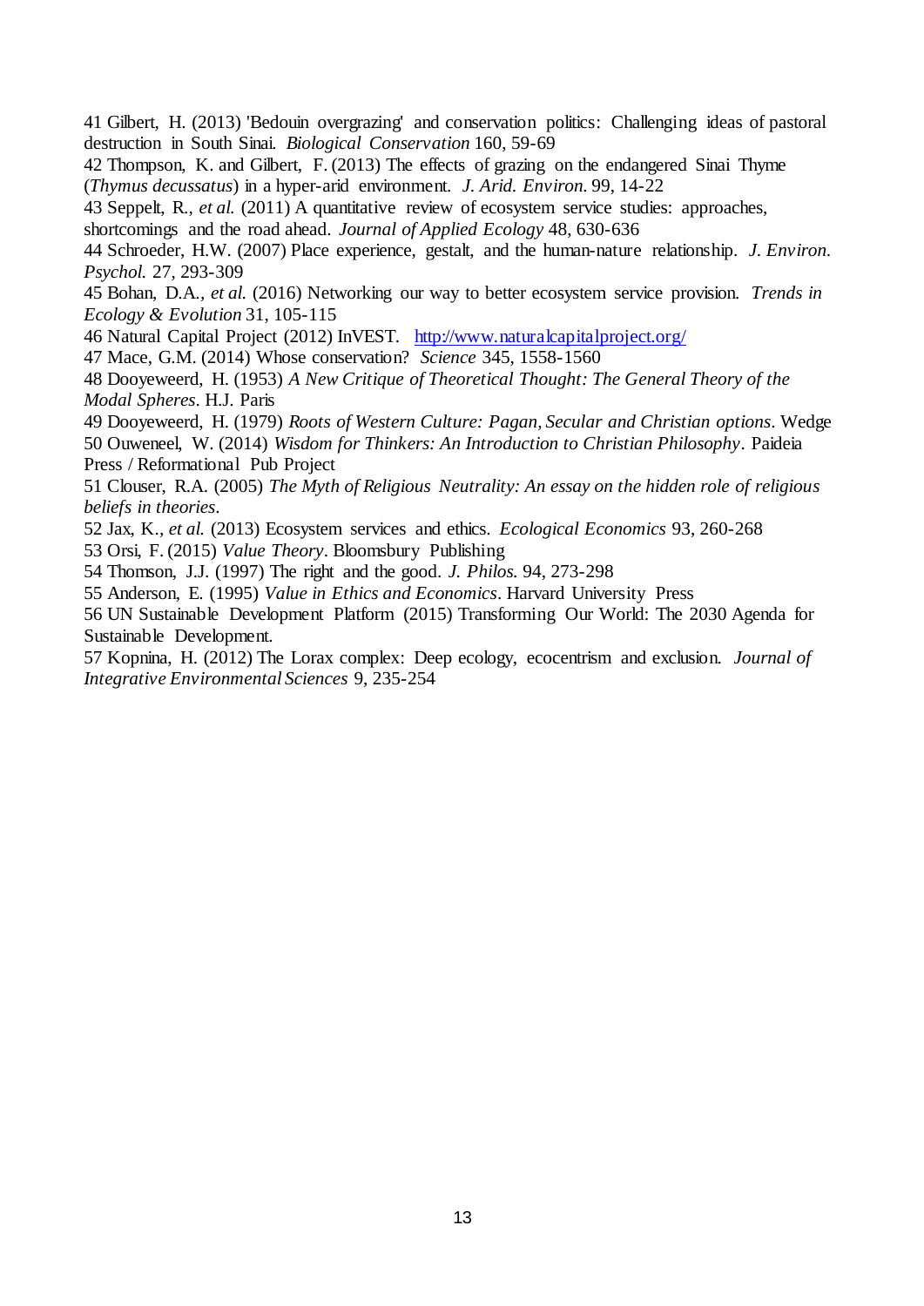41 Gilbert, H. (2013) 'Bedouin overgrazing' and conservation politics: Challenging ideas of pastoral destruction in South Sinai. *Biological Conservation* 160, 59-69

42 Thompson, K. and Gilbert, F. (2013) The effects of grazing on the endangered Sinai Thyme (*Thymus decussatus*) in a hyper-arid environment. *J. Arid. Environ.* 99, 14-22

43 Seppelt, R., *et al.* (2011) A quantitative review of ecosystem service studies: approaches, shortcomings and the road ahead. *Journal of Applied Ecology* 48, 630-636

44 Schroeder, H.W. (2007) Place experience, gestalt, and the human-nature relationship. *J. Environ. Psychol.* 27, 293-309

45 Bohan, D.A., *et al.* (2016) Networking our way to better ecosystem service provision. *Trends in Ecology & Evolution* 31, 105-115

46 Natural Capital Project (2012) InVEST. http://www.naturalcapitalproject.org/

47 Mace, G.M. (2014) Whose conservation? *Science* 345, 1558-1560

48 Dooyeweerd, H. (1953) *A New Critique of Theoretical Thought: The General Theory of the Modal Spheres*. H.J. Paris

49 Dooyeweerd, H. (1979) *Roots of Western Culture: Pagan, Secular and Christian options*. Wedge

50 Ouweneel, W. (2014) *Wisdom for Thinkers: An Introduction to Christian Philosophy*. Paideia Press / Reformational Pub Project

51 Clouser, R.A. (2005) *The Myth of Religious Neutrality: An essay on the hidden role of religious beliefs in theories*.

52 Jax, K., *et al.* (2013) Ecosystem services and ethics. *Ecological Economics* 93, 260-268

53 Orsi, F. (2015) *Value Theory*. Bloomsbury Publishing

54 Thomson, J.J. (1997) The right and the good. *J. Philos.* 94, 273-298

55 Anderson, E. (1995) *Value in Ethics and Economics*. Harvard University Press

56 UN Sustainable Development Platform (2015) Transforming Our World: The 2030 Agenda for Sustainable Development.

57 Kopnina, H. (2012) The Lorax complex: Deep ecology, ecocentrism and exclusion. *Journal of Integrative Environmental Sciences* 9, 235-254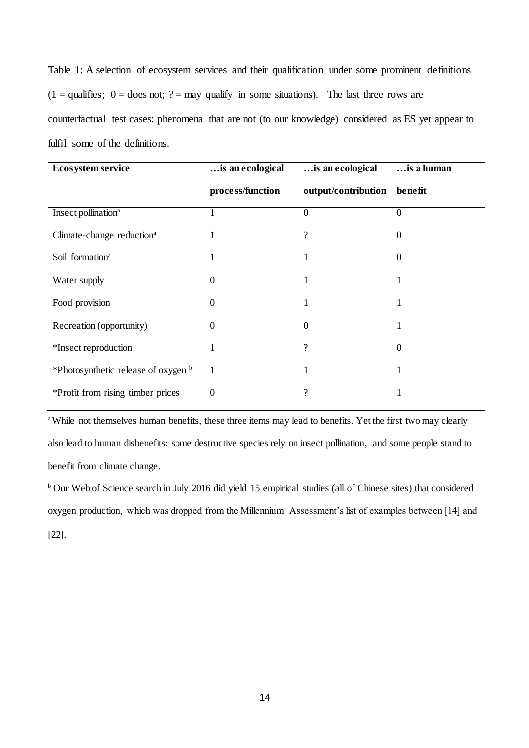Table 1: A selection of ecosystem services and their qualification under some prominent definitions (1 = qualifies; 0 = does not; ? = may qualify in some situations). The last three rows are counterfactual test cases: phenomena that are not (to our knowledge) considered as ES yet appear to fulfil some of the definitions.

| **Ecosystem service** | **…is an ecological process/function** | **…is an ecological output/contribution** | **…is a human benefit** |
|---|---|---|---|
| Insect pollination[a] | 1 | 0 | 0 |
| Climate-change reduction[a] | 1 | ? | 0 |
| Soil formation[a] | 1 | 1 | 0 |
| Water supply | 0 | 1 | 1 |
| Food provision | 0 | 1 | 1 |
| Recreation (opportunity) | 0 | 0 | 1 |
| *Insect reproduction | 1 | ? | 0 |
| *Photosynthetic release of oxygen [b] | 1 | 1 | 1 |
| *Profit from rising timber prices | 0 | ? | 1 |

[a] While not themselves human benefits, these three items may lead to benefits. Yet the first two may clearly also lead to human disbenefits: some destructive species rely on insect pollination, and some people stand to benefit from climate change.

[b] Our Web of Science search in July 2016 did yield 15 empirical studies (all of Chinese sites) that considered oxygen production, which was dropped from the Millennium Assessment's list of examples between [14] and [22].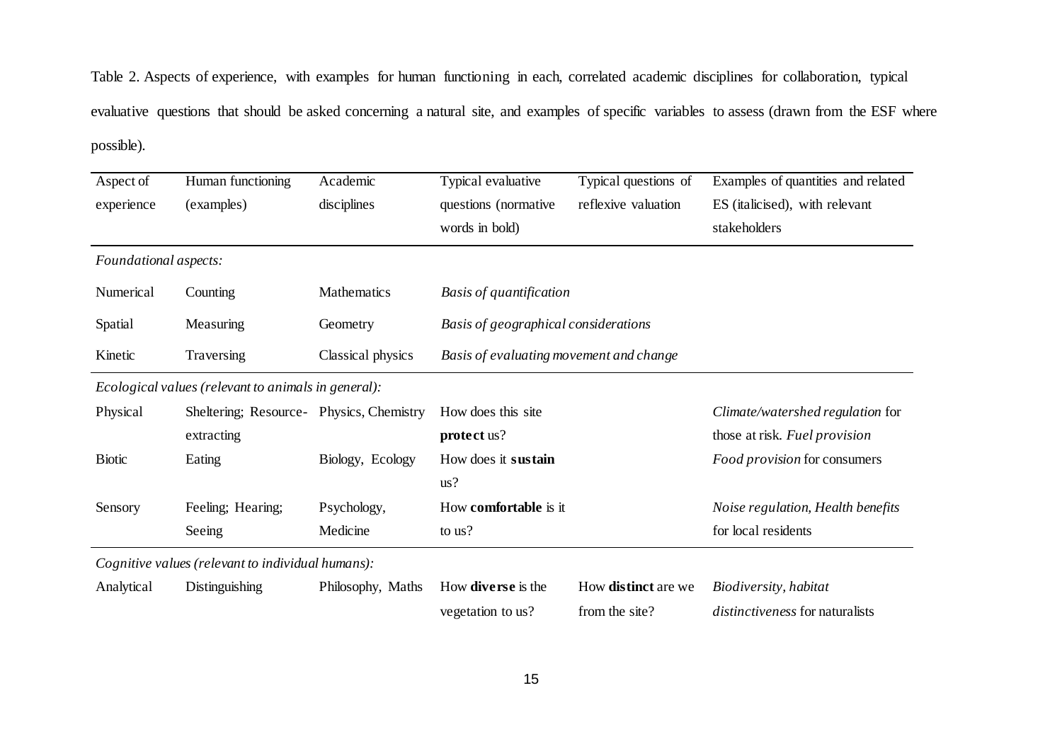Table 2. Aspects of experience, with examples for human functioning in each, correlated academic disciplines for collaboration, typical evaluative questions that should be asked concerning a natural site, and examples of specific variables to assess (drawn from the ESF where possible).

| Aspect of experience | Human functioning (examples) | Academic disciplines | Typical evaluative questions (normative words in bold) | Typical questions of reflexive valuation | Examples of quantities and related ES (italicised), with relevant stakeholders |
|---|---|---|---|---|---|
| *Foundational aspects:* | | | | | |
| Numerical | Counting | Mathematics | *Basis of quantification* | | |
| Spatial | Measuring | Geometry | *Basis of geographical considerations* | | |
| Kinetic | Traversing | Classical physics | *Basis of evaluating movement and change* | | |
| *Ecological values (relevant to animals in general):* | | | | | |
| Physical | Sheltering; Resource-extracting | Physics, Chemistry | How does this site **protect** us? | | *Climate/watershed regulation* for those at risk. *Fuel provision* |
| Biotic | Eating | Biology, Ecology | How does it **sustain** us? | | *Food provision* for consumers |
| Sensory | Feeling; Hearing; Seeing | Psychology, Medicine | How **comfortable** is it to us? | | *Noise regulation, Health benefits* for local residents |
| *Cognitive values (relevant to individual humans):* | | | | | |
| Analytical | Distinguishing | Philosophy, Maths | How **diverse** is the vegetation to us? | How **distinct** are we from the site? | *Biodiversity, habitat distinctiveness* for naturalists |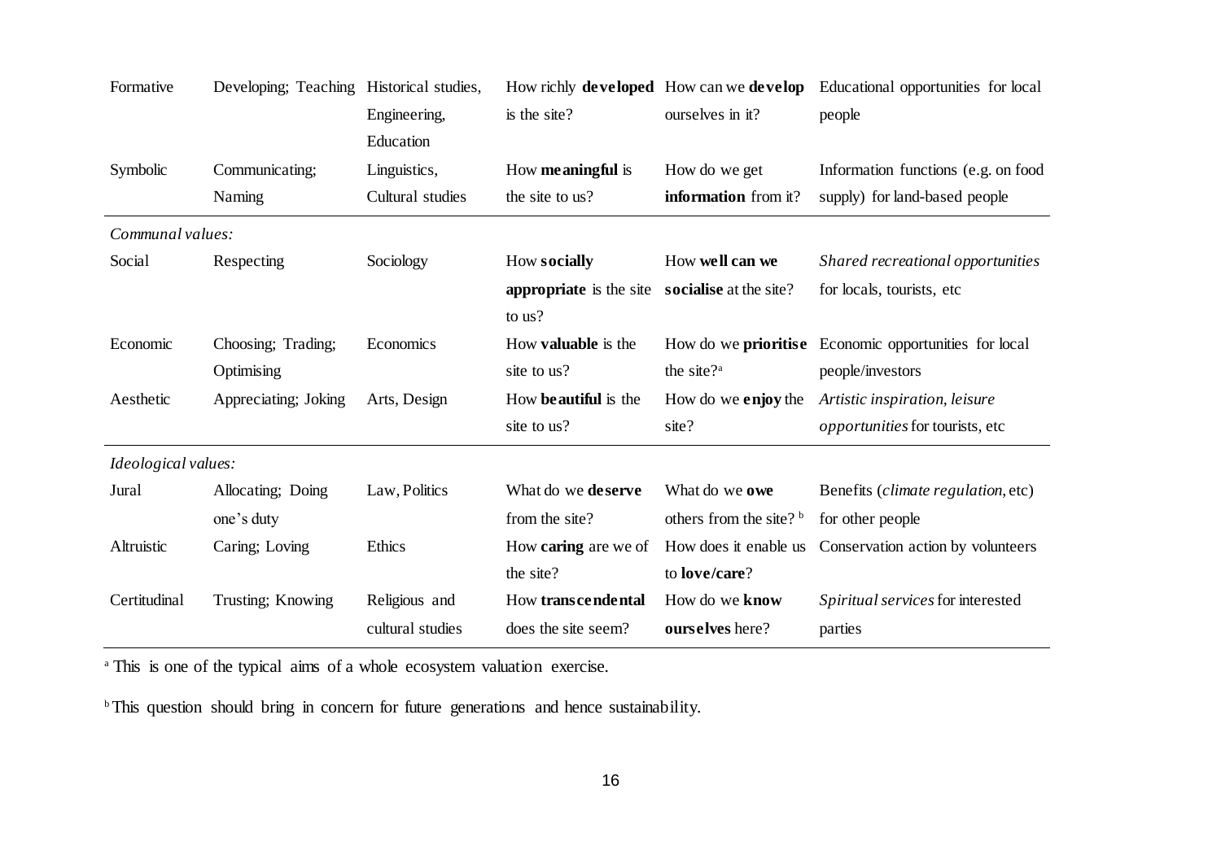| | | | | | |
|---|---|---|---|---|---|
| Formative | Developing; Teaching | Historical studies, Engineering, Education | How richly **developed** is the site? | How can we **develop** ourselves in it? | Educational opportunities for local people |
| Symbolic | Communicating; Naming | Linguistics, Cultural studies | How **meaningful** is the site to us? | How do we get **information** from it? | Information functions (e.g. on food supply) for land-based people |
| *Communal values:* | | | | | |
| Social | Respecting | Sociology | How **socially appropriate** is the site to us? | How **well can we socialise** at the site? | *Shared recreational opportunities* for locals, tourists, etc |
| Economic | Choosing; Trading; Optimising | Economics | How **valuable** is the site to us? | How do we **prioritise** the site?[a] | Economic opportunities for local people/investors |
| Aesthetic | Appreciating; Joking | Arts, Design | How **beautiful** is the site to us? | How do we **enjoy** the site? | *Artistic inspiration, leisure opportunities* for tourists, etc |
| *Ideological values:* | | | | | |
| Jural | Allocating; Doing one's duty | Law, Politics | What do we **deserve** from the site? | What do we **owe** others from the site? [b] | Benefits (*climate regulation*, etc) for other people |
| Altruistic | Caring; Loving | Ethics | How **caring** are we of the site? | How does it enable us to **love/care**? | Conservation action by volunteers |
| Certitudinal | Trusting; Knowing | Religious and cultural studies | How **transcendental** does the site seem? | How do we **know ourselves** here? | *Spiritual services* for interested parties |

[a] This is one of the typical aims of a whole ecosystem valuation exercise.

[b] This question should bring in concern for future generations and hence sustainability.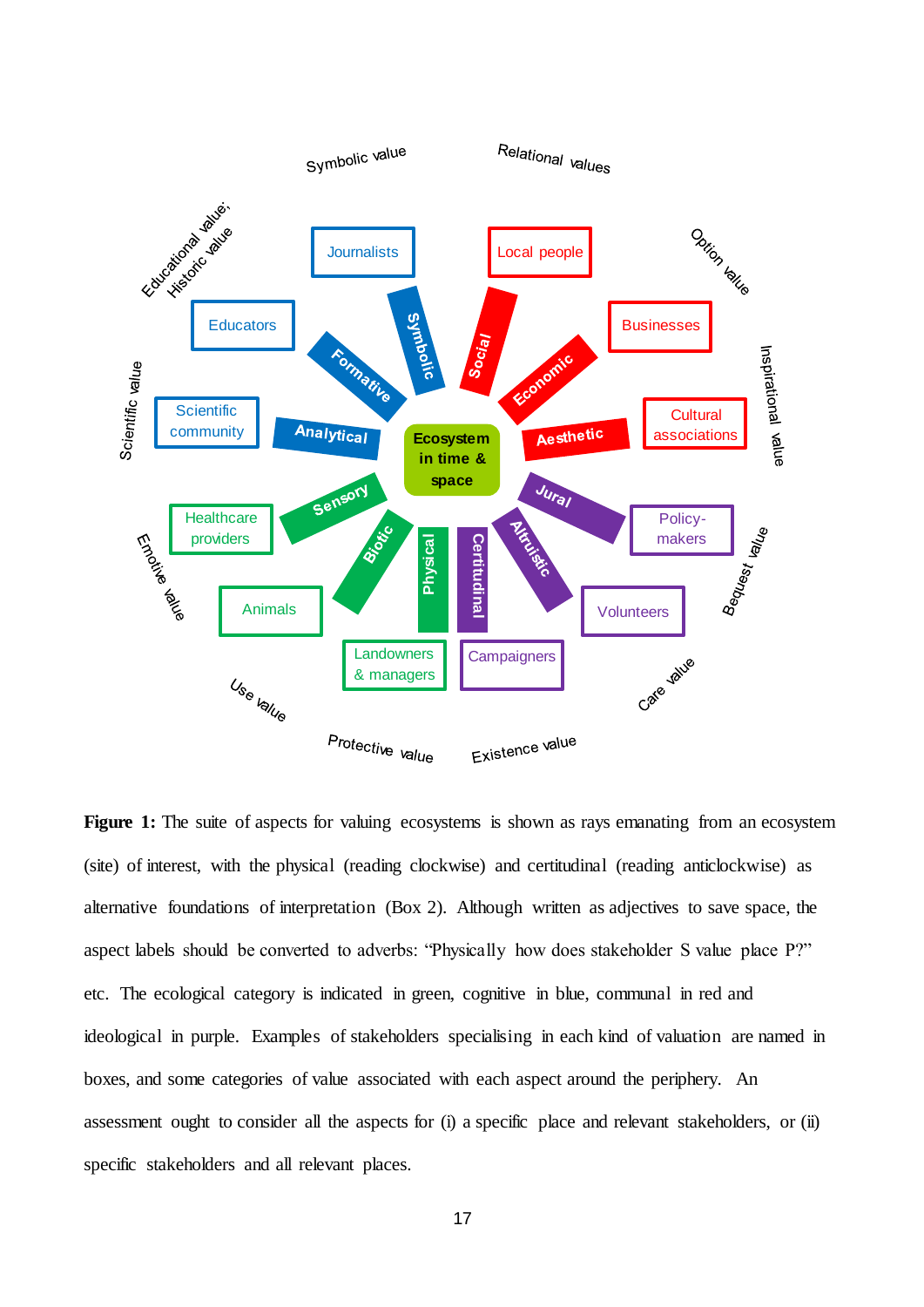**Figure 1:** The suite of aspects for valuing ecosystems is shown as rays emanating from an ecosystem (site) of interest, with the physical (reading clockwise) and certitudinal (reading anticlockwise) as alternative foundations of interpretation (Box 2). Although written as adjectives to save space, the aspect labels should be converted to adverbs: "Physically how does stakeholder S value place P?" etc. The ecological category is indicated in green, cognitive in blue, communal in red and ideological in purple. Examples of stakeholders specialising in each kind of valuation are named in boxes, and some categories of value associated with each aspect around the periphery. An assessment ought to consider all the aspects for (i) a specific place and relevant stakeholders, or (ii) specific stakeholders and all relevant places.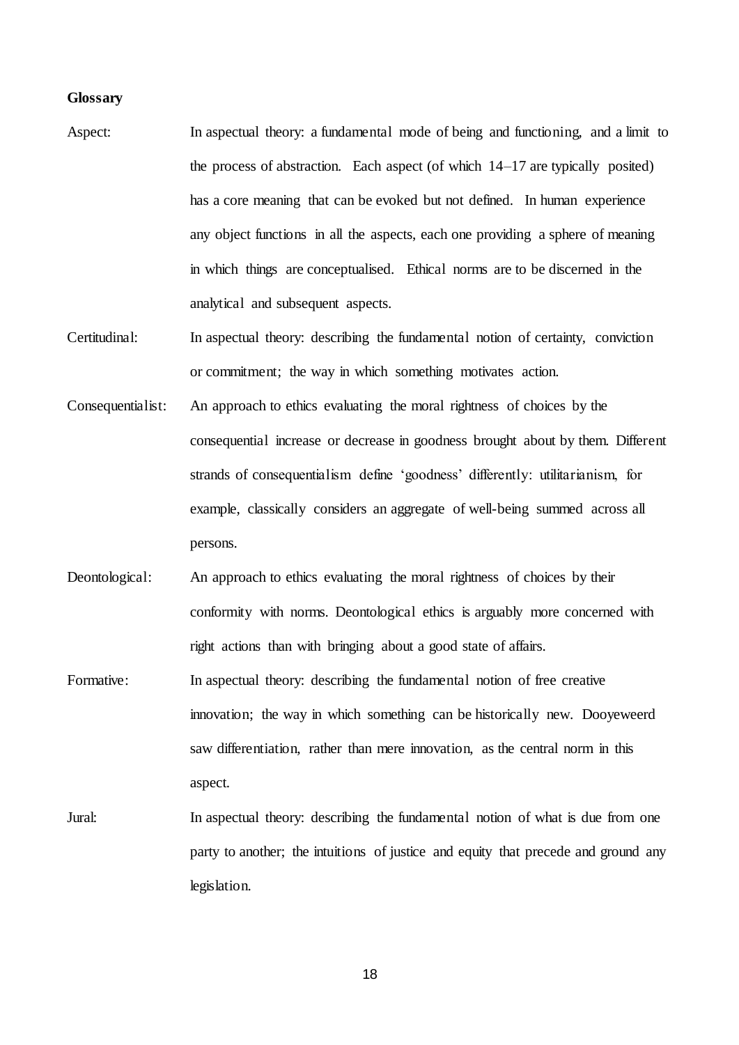**Glossary**

Aspect: In aspectual theory: a fundamental mode of being and functioning, and a limit to the process of abstraction. Each aspect (of which 14–17 are typically posited) has a core meaning that can be evoked but not defined. In human experience any object functions in all the aspects, each one providing a sphere of meaning in which things are conceptualised. Ethical norms are to be discerned in the analytical and subsequent aspects.

Certitudinal: In aspectual theory: describing the fundamental notion of certainty, conviction or commitment; the way in which something motivates action.

Consequentialist: An approach to ethics evaluating the moral rightness of choices by the consequential increase or decrease in goodness brought about by them. Different strands of consequentialism define 'goodness' differently: utilitarianism, for example, classically considers an aggregate of well-being summed across all persons.

Deontological: An approach to ethics evaluating the moral rightness of choices by their conformity with norms. Deontological ethics is arguably more concerned with right actions than with bringing about a good state of affairs.

Formative: In aspectual theory: describing the fundamental notion of free creative innovation; the way in which something can be historically new. Dooyeweerd saw differentiation, rather than mere innovation, as the central norm in this aspect.

Jural: In aspectual theory: describing the fundamental notion of what is due from one party to another; the intuitions of justice and equity that precede and ground any legislation.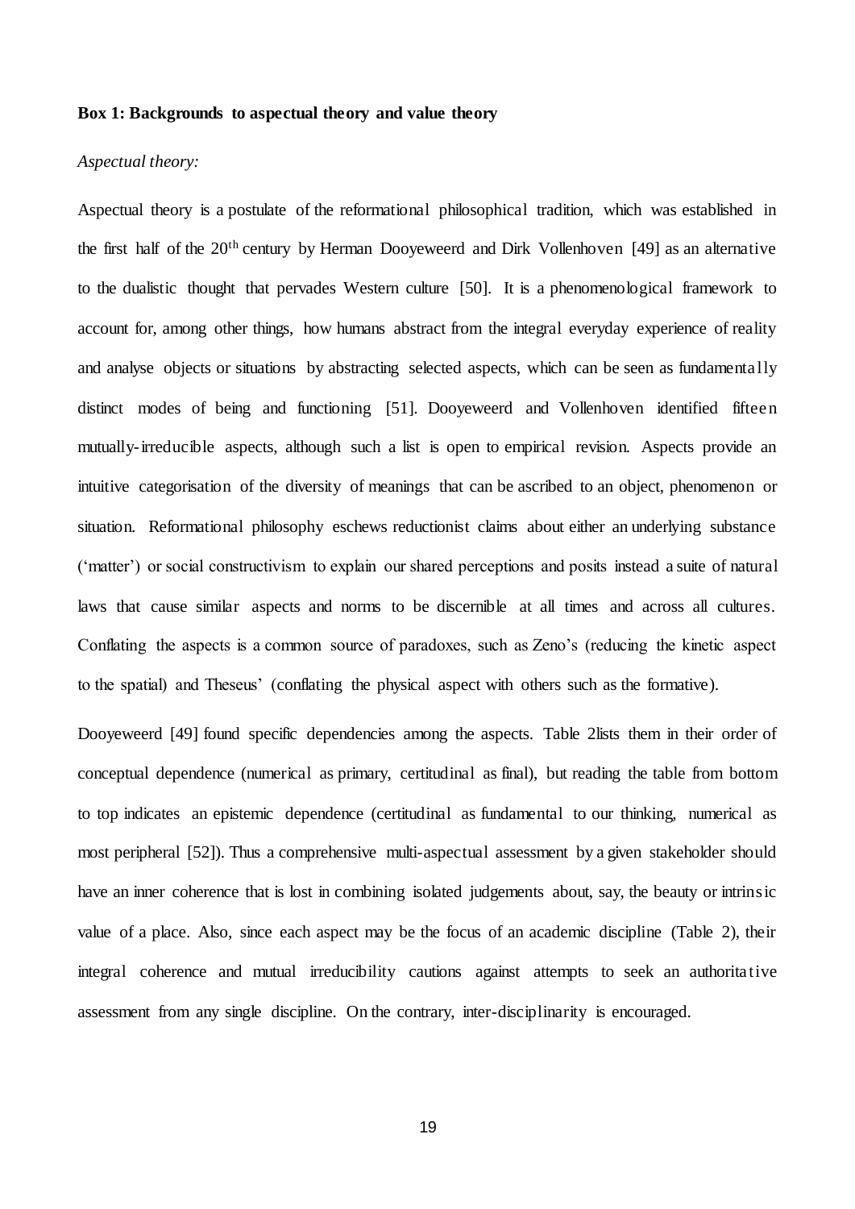**Box 1: Backgrounds to aspectual theory and value theory**

*Aspectual theory:*

Aspectual theory is a postulate of the reformational philosophical tradition, which was established in the first half of the 20th century by Herman Dooyeweerd and Dirk Vollenhoven [49] as an alternative to the dualistic thought that pervades Western culture [50]. It is a phenomenological framework to account for, among other things, how humans abstract from the integral everyday experience of reality and analyse objects or situations by abstracting selected aspects, which can be seen as fundamentally distinct modes of being and functioning [51]. Dooyeweerd and Vollenhoven identified fifteen mutually-irreducible aspects, although such a list is open to empirical revision. Aspects provide an intuitive categorisation of the diversity of meanings that can be ascribed to an object, phenomenon or situation. Reformational philosophy eschews reductionist claims about either an underlying substance ('matter') or social constructivism to explain our shared perceptions and posits instead a suite of natural laws that cause similar aspects and norms to be discernible at all times and across all cultures. Conflating the aspects is a common source of paradoxes, such as Zeno's (reducing the kinetic aspect to the spatial) and Theseus' (conflating the physical aspect with others such as the formative).

Dooyeweerd [49] found specific dependencies among the aspects. Table 2lists them in their order of conceptual dependence (numerical as primary, certitudinal as final), but reading the table from bottom to top indicates an epistemic dependence (certitudinal as fundamental to our thinking, numerical as most peripheral [52]). Thus a comprehensive multi-aspectual assessment by a given stakeholder should have an inner coherence that is lost in combining isolated judgements about, say, the beauty or intrinsic value of a place. Also, since each aspect may be the focus of an academic discipline (Table 2), their integral coherence and mutual irreducibility cautions against attempts to seek an authoritative assessment from any single discipline. On the contrary, inter-disciplinarity is encouraged.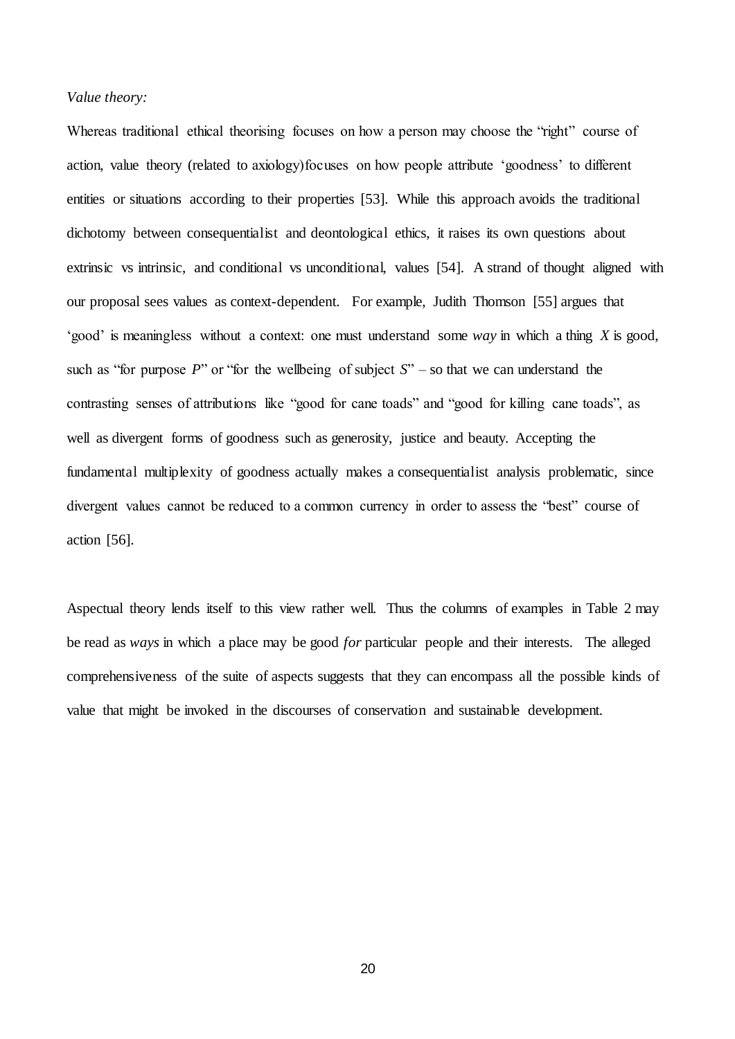*Value theory:*

Whereas traditional ethical theorising focuses on how a person may choose the "right" course of action, value theory (related to axiology)focuses on how people attribute 'goodness' to different entities or situations according to their properties [53]. While this approach avoids the traditional dichotomy between consequentialist and deontological ethics, it raises its own questions about extrinsic vs intrinsic, and conditional vs unconditional, values [54]. A strand of thought aligned with our proposal sees values as context-dependent. For example, Judith Thomson [55] argues that 'good' is meaningless without a context: one must understand some *way* in which a thing *X* is good, such as "for purpose *P*" or "for the wellbeing of subject *S*" – so that we can understand the contrasting senses of attributions like "good for cane toads" and "good for killing cane toads", as well as divergent forms of goodness such as generosity, justice and beauty. Accepting the fundamental multiplexity of goodness actually makes a consequentialist analysis problematic, since divergent values cannot be reduced to a common currency in order to assess the "best" course of action [56].

Aspectual theory lends itself to this view rather well. Thus the columns of examples in Table 2 may be read as *ways* in which a place may be good *for* particular people and their interests. The alleged comprehensiveness of the suite of aspects suggests that they can encompass all the possible kinds of value that might be invoked in the discourses of conservation and sustainable development.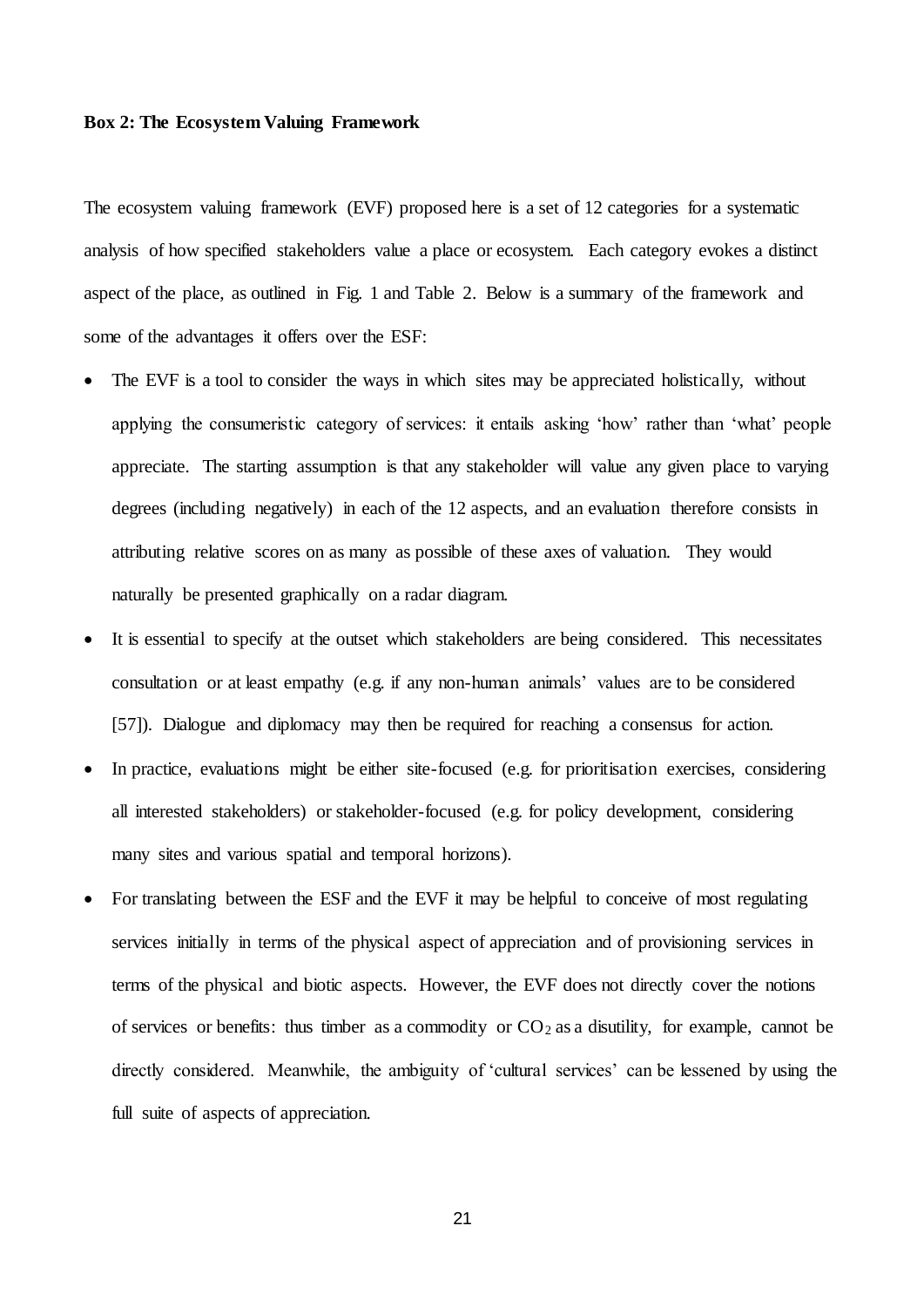**Box 2: The Ecosystem Valuing Framework**

The ecosystem valuing framework (EVF) proposed here is a set of 12 categories for a systematic analysis of how specified stakeholders value a place or ecosystem. Each category evokes a distinct aspect of the place, as outlined in Fig. 1 and Table 2. Below is a summary of the framework and some of the advantages it offers over the ESF:

- The EVF is a tool to consider the ways in which sites may be appreciated holistically, without applying the consumeristic category of services: it entails asking 'how' rather than 'what' people appreciate. The starting assumption is that any stakeholder will value any given place to varying degrees (including negatively) in each of the 12 aspects, and an evaluation therefore consists in attributing relative scores on as many as possible of these axes of valuation. They would naturally be presented graphically on a radar diagram.
- It is essential to specify at the outset which stakeholders are being considered. This necessitates consultation or at least empathy (e.g. if any non-human animals' values are to be considered [57]). Dialogue and diplomacy may then be required for reaching a consensus for action.
- In practice, evaluations might be either site-focused (e.g. for prioritisation exercises, considering all interested stakeholders) or stakeholder-focused (e.g. for policy development, considering many sites and various spatial and temporal horizons).
- For translating between the ESF and the EVF it may be helpful to conceive of most regulating services initially in terms of the physical aspect of appreciation and of provisioning services in terms of the physical and biotic aspects. However, the EVF does not directly cover the notions of services or benefits: thus timber as a commodity or $CO_2$ as a disutility, for example, cannot be directly considered. Meanwhile, the ambiguity of 'cultural services' can be lessened by using the full suite of aspects of appreciation.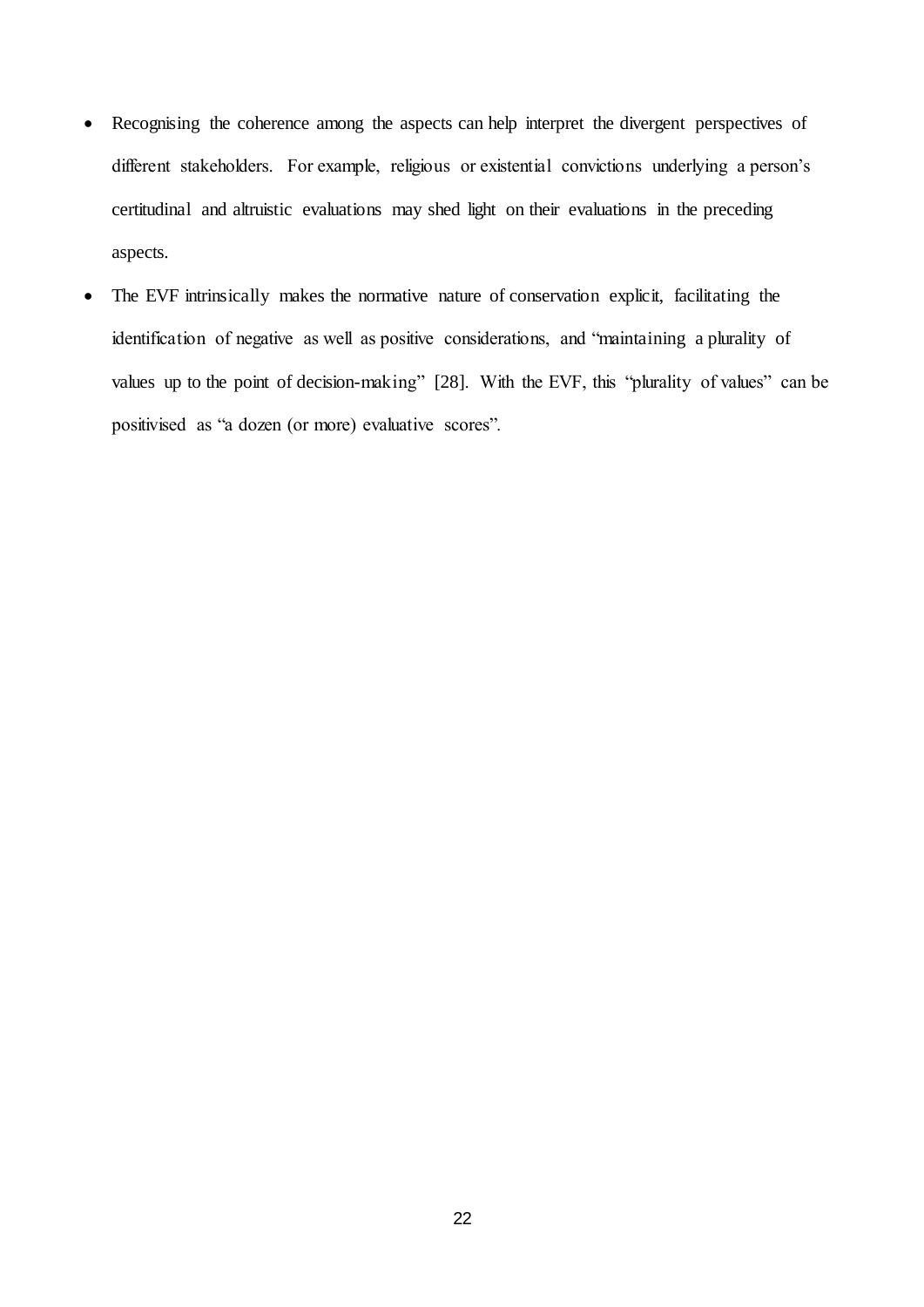- Recognising the coherence among the aspects can help interpret the divergent perspectives of different stakeholders. For example, religious or existential convictions underlying a person's certitudinal and altruistic evaluations may shed light on their evaluations in the preceding aspects.
- The EVF intrinsically makes the normative nature of conservation explicit, facilitating the identification of negative as well as positive considerations, and "maintaining a plurality of values up to the point of decision-making" [28]. With the EVF, this "plurality of values" can be positivised as "a dozen (or more) evaluative scores".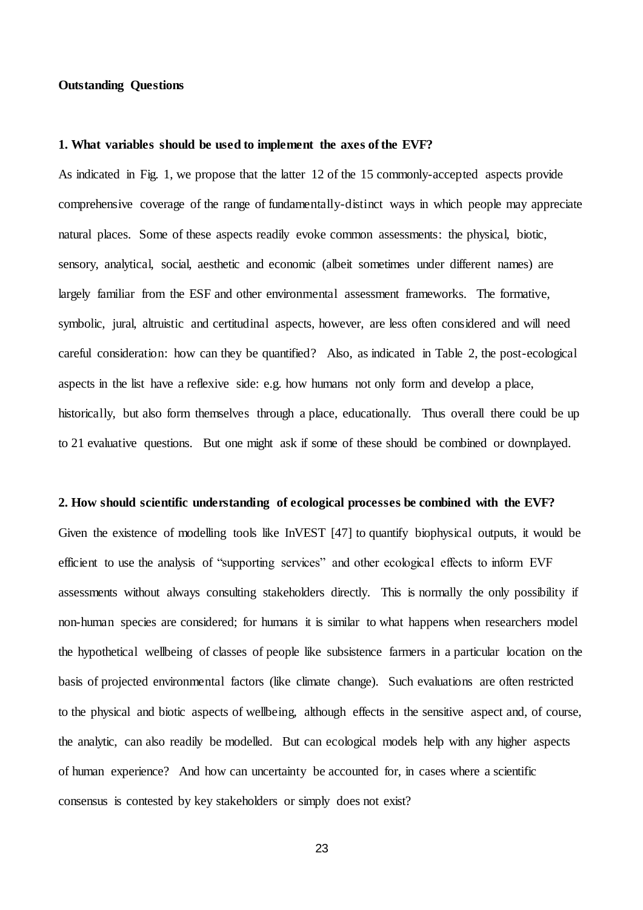**Outstanding Questions**

**1. What variables should be used to implement the axes of the EVF?**

As indicated in Fig. 1, we propose that the latter 12 of the 15 commonly-accepted aspects provide comprehensive coverage of the range of fundamentally-distinct ways in which people may appreciate natural places. Some of these aspects readily evoke common assessments: the physical, biotic, sensory, analytical, social, aesthetic and economic (albeit sometimes under different names) are largely familiar from the ESF and other environmental assessment frameworks. The formative, symbolic, jural, altruistic and certitudinal aspects, however, are less often considered and will need careful consideration: how can they be quantified? Also, as indicated in Table 2, the post-ecological aspects in the list have a reflexive side: e.g. how humans not only form and develop a place, historically, but also form themselves through a place, educationally. Thus overall there could be up to 21 evaluative questions. But one might ask if some of these should be combined or downplayed.

**2. How should scientific understanding of ecological processes be combined with the EVF?**

Given the existence of modelling tools like InVEST [47] to quantify biophysical outputs, it would be efficient to use the analysis of "supporting services" and other ecological effects to inform EVF assessments without always consulting stakeholders directly. This is normally the only possibility if non-human species are considered; for humans it is similar to what happens when researchers model the hypothetical wellbeing of classes of people like subsistence farmers in a particular location on the basis of projected environmental factors (like climate change). Such evaluations are often restricted to the physical and biotic aspects of wellbeing, although effects in the sensitive aspect and, of course, the analytic, can also readily be modelled. But can ecological models help with any higher aspects of human experience? And how can uncertainty be accounted for, in cases where a scientific consensus is contested by key stakeholders or simply does not exist?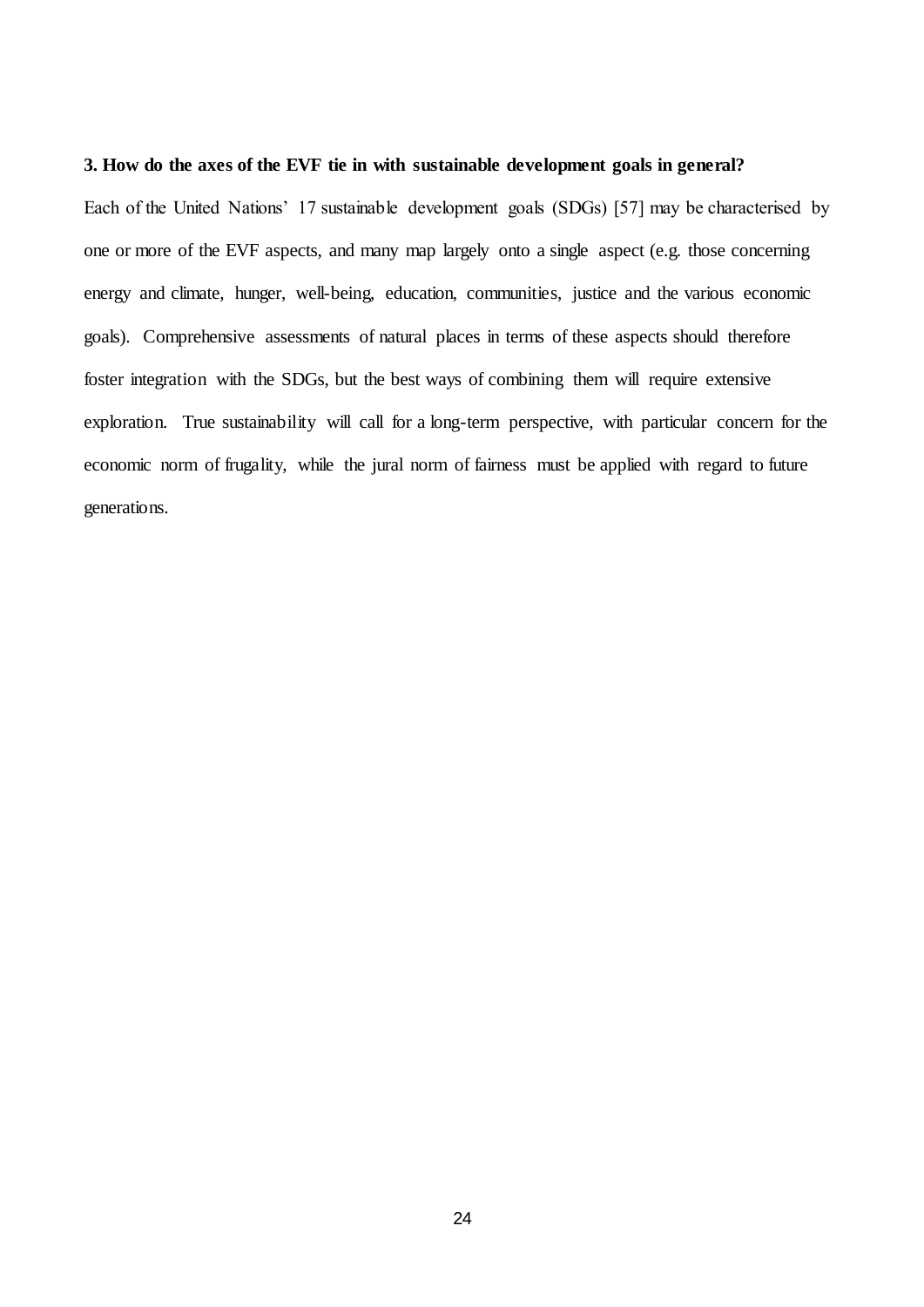**3. How do the axes of the EVF tie in with sustainable development goals in general?**

Each of the United Nations' 17 sustainable development goals (SDGs) [57] may be characterised by one or more of the EVF aspects, and many map largely onto a single aspect (e.g. those concerning energy and climate, hunger, well-being, education, communities, justice and the various economic goals). Comprehensive assessments of natural places in terms of these aspects should therefore foster integration with the SDGs, but the best ways of combining them will require extensive exploration. True sustainability will call for a long-term perspective, with particular concern for the economic norm of frugality, while the jural norm of fairness must be applied with regard to future generations.